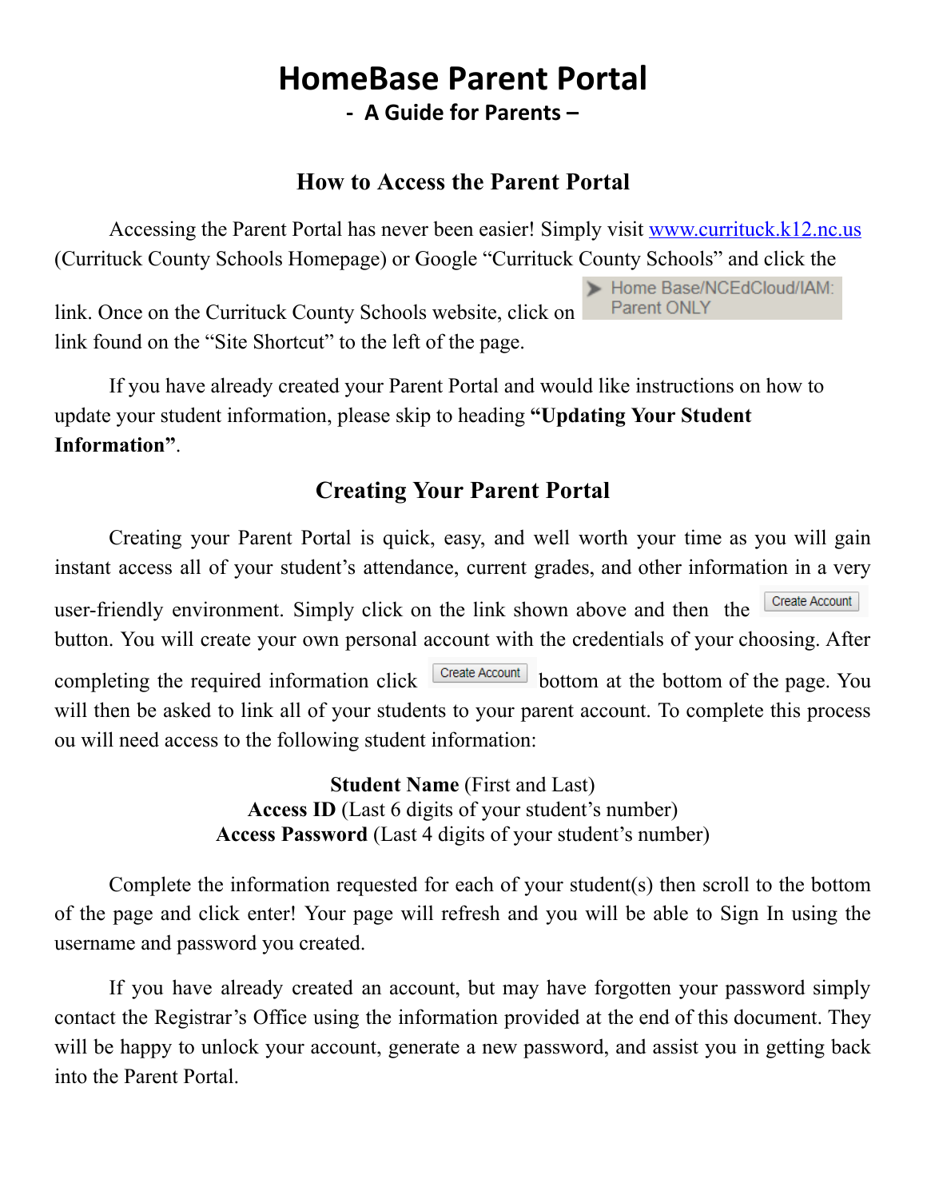# HomeBase Parent Portal

**- A Guide for Parents –**

## How to Access the Parent Portal

Accessing the Parent Portal has never been easier! Simply visit www.currituck.k12.nc.us (Currituck County Schools Homepage) or Google "Currituck County Schools" and click the link. Once on the Currituck County Schools website, click on ➤ Home Base/NCEdCloud/IAM: Parent ONLY link found on the "Site Shortcut" to the left of the page.

If you have already created your Parent Portal and would like instructions on how to update your student information, please skip to heading **"Updating Your Student Information"**.

## Creating Your Parent Portal

Creating your Parent Portal is quick, easy, and well worth your time as you will gain instant access all of your student's attendance, current grades, and other information in a very user-friendly environment. Simply click on the link shown above and then the Create Account button. You will create your own personal account with the credentials of your choosing. After completing the required information click Create Account bottom at the bottom of the page. You will then be asked to link all of your students to your parent account. To complete this process ou will need access to the following student information:

**Student Name** (First and Last)
**Access ID** (Last 6 digits of your student's number)
**Access Password** (Last 4 digits of your student's number)

Complete the information requested for each of your student(s) then scroll to the bottom of the page and click enter! Your page will refresh and you will be able to Sign In using the username and password you created.

If you have already created an account, but may have forgotten your password simply contact the Registrar's Office using the information provided at the end of this document. They will be happy to unlock your account, generate a new password, and assist you in getting back into the Parent Portal.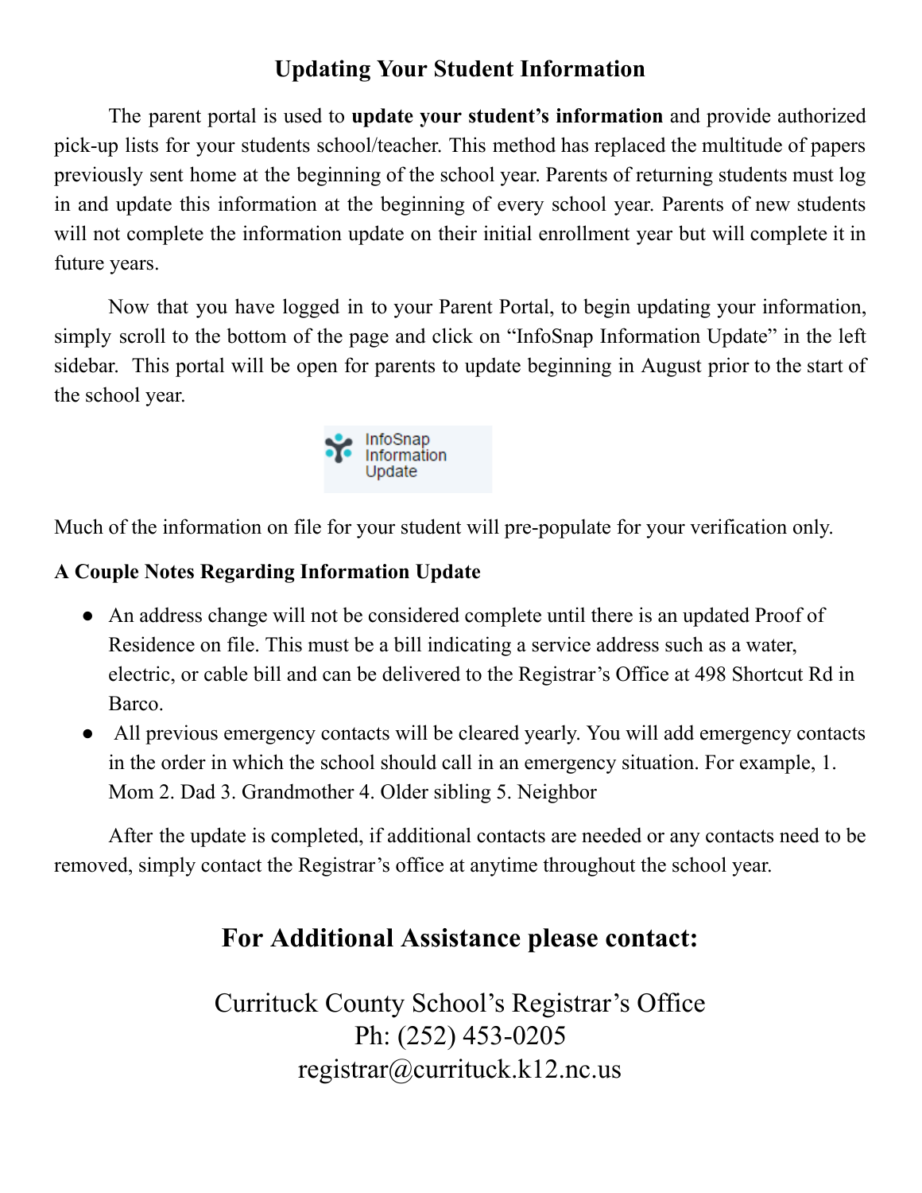## Updating Your Student Information

The parent portal is used to **update your student's information** and provide authorized pick-up lists for your students school/teacher. This method has replaced the multitude of papers previously sent home at the beginning of the school year. Parents of returning students must log in and update this information at the beginning of every school year. Parents of new students will not complete the information update on their initial enrollment year but will complete it in future years.

Now that you have logged in to your Parent Portal, to begin updating your information, simply scroll to the bottom of the page and click on "InfoSnap Information Update" in the left sidebar. This portal will be open for parents to update beginning in August prior to the start of the school year.

InfoSnap Information Update

Much of the information on file for your student will pre-populate for your verification only.

**A Couple Notes Regarding Information Update**

- An address change will not be considered complete until there is an updated Proof of Residence on file. This must be a bill indicating a service address such as a water, electric, or cable bill and can be delivered to the Registrar's Office at 498 Shortcut Rd in Barco.
- All previous emergency contacts will be cleared yearly. You will add emergency contacts in the order in which the school should call in an emergency situation. For example, 1. Mom 2. Dad 3. Grandmother 4. Older sibling 5. Neighbor

After the update is completed, if additional contacts are needed or any contacts need to be removed, simply contact the Registrar's office at anytime throughout the school year.

## For Additional Assistance please contact:

Currituck County School's Registrar's Office
Ph: (252) 453-0205
registrar@currituck.k12.nc.us